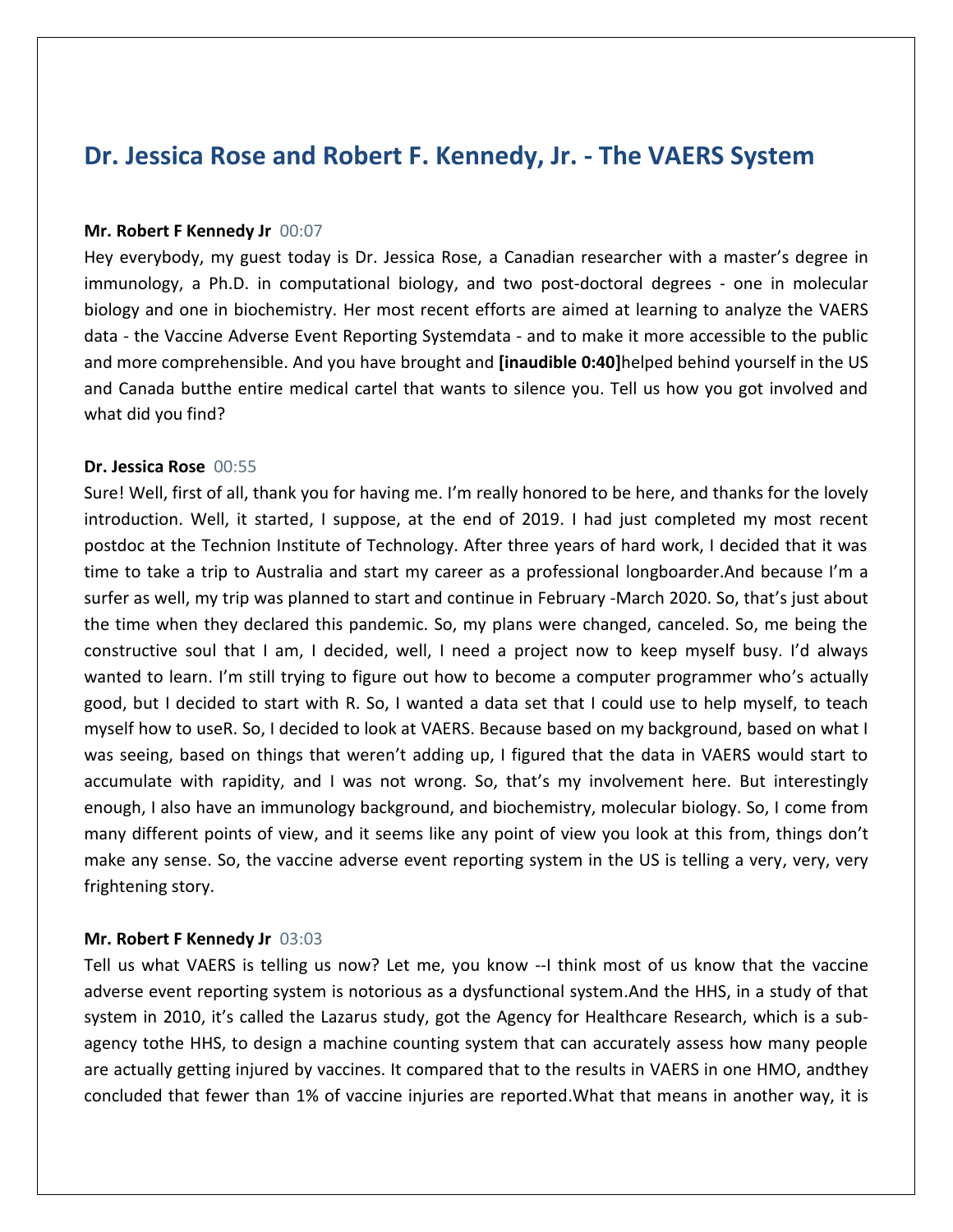# Dr. Jessica Rose and Robert F. Kennedy, Jr. - The VAERS System

**Mr. Robert F Kennedy Jr** 00:07

Hey everybody, my guest today is Dr. Jessica Rose, a Canadian researcher with a master's degree in immunology, a Ph.D. in computational biology, and two post-doctoral degrees - one in molecular biology and one in biochemistry. Her most recent efforts are aimed at learning to analyze the VAERS data - the Vaccine Adverse Event Reporting Systemdata - and to make it more accessible to the public and more comprehensible. And you have brought and **[inaudible 0:40]**helped behind yourself in the US and Canada butthe entire medical cartel that wants to silence you. Tell us how you got involved and what did you find?

**Dr. Jessica Rose** 00:55

Sure! Well, first of all, thank you for having me. I'm really honored to be here, and thanks for the lovely introduction. Well, it started, I suppose, at the end of 2019. I had just completed my most recent postdoc at the Technion Institute of Technology. After three years of hard work, I decided that it was time to take a trip to Australia and start my career as a professional longboarder.And because I'm a surfer as well, my trip was planned to start and continue in February -March 2020. So, that's just about the time when they declared this pandemic. So, my plans were changed, canceled. So, me being the constructive soul that I am, I decided, well, I need a project now to keep myself busy. I'd always wanted to learn. I'm still trying to figure out how to become a computer programmer who's actually good, but I decided to start with R. So, I wanted a data set that I could use to help myself, to teach myself how to useR. So, I decided to look at VAERS. Because based on my background, based on what I was seeing, based on things that weren't adding up, I figured that the data in VAERS would start to accumulate with rapidity, and I was not wrong. So, that's my involvement here. But interestingly enough, I also have an immunology background, and biochemistry, molecular biology. So, I come from many different points of view, and it seems like any point of view you look at this from, things don't make any sense. So, the vaccine adverse event reporting system in the US is telling a very, very, very frightening story.

**Mr. Robert F Kennedy Jr** 03:03

Tell us what VAERS is telling us now? Let me, you know --I think most of us know that the vaccine adverse event reporting system is notorious as a dysfunctional system.And the HHS, in a study of that system in 2010, it's called the Lazarus study, got the Agency for Healthcare Research, which is a sub-agency tothe HHS, to design a machine counting system that can accurately assess how many people are actually getting injured by vaccines. It compared that to the results in VAERS in one HMO, andthey concluded that fewer than 1% of vaccine injuries are reported.What that means in another way, it is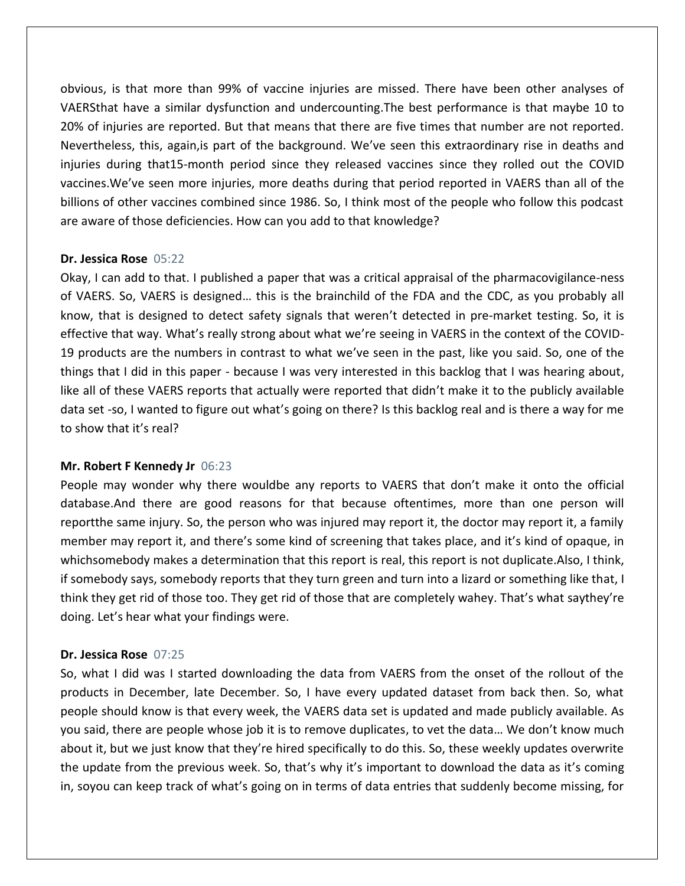obvious, is that more than 99% of vaccine injuries are missed. There have been other analyses of VAERSthat have a similar dysfunction and undercounting.The best performance is that maybe 10 to 20% of injuries are reported. But that means that there are five times that number are not reported. Nevertheless, this, again,is part of the background. We've seen this extraordinary rise in deaths and injuries during that15-month period since they released vaccines since they rolled out the COVID vaccines.We've seen more injuries, more deaths during that period reported in VAERS than all of the billions of other vaccines combined since 1986. So, I think most of the people who follow this podcast are aware of those deficiencies. How can you add to that knowledge?

**Dr. Jessica Rose** 05:22

Okay, I can add to that. I published a paper that was a critical appraisal of the pharmacovigilance-ness of VAERS. So, VAERS is designed… this is the brainchild of the FDA and the CDC, as you probably all know, that is designed to detect safety signals that weren't detected in pre-market testing. So, it is effective that way. What's really strong about what we're seeing in VAERS in the context of the COVID-19 products are the numbers in contrast to what we've seen in the past, like you said. So, one of the things that I did in this paper - because I was very interested in this backlog that I was hearing about, like all of these VAERS reports that actually were reported that didn't make it to the publicly available data set -so, I wanted to figure out what's going on there? Is this backlog real and is there a way for me to show that it's real?

**Mr. Robert F Kennedy Jr** 06:23

People may wonder why there wouldbe any reports to VAERS that don't make it onto the official database.And there are good reasons for that because oftentimes, more than one person will reportthe same injury. So, the person who was injured may report it, the doctor may report it, a family member may report it, and there's some kind of screening that takes place, and it's kind of opaque, in whichsomebody makes a determination that this report is real, this report is not duplicate.Also, I think, if somebody says, somebody reports that they turn green and turn into a lizard or something like that, I think they get rid of those too. They get rid of those that are completely wahey. That's what saythey're doing. Let's hear what your findings were.

**Dr. Jessica Rose** 07:25

So, what I did was I started downloading the data from VAERS from the onset of the rollout of the products in December, late December. So, I have every updated dataset from back then. So, what people should know is that every week, the VAERS data set is updated and made publicly available. As you said, there are people whose job it is to remove duplicates, to vet the data… We don't know much about it, but we just know that they're hired specifically to do this. So, these weekly updates overwrite the update from the previous week. So, that's why it's important to download the data as it's coming in, soyou can keep track of what's going on in terms of data entries that suddenly become missing, for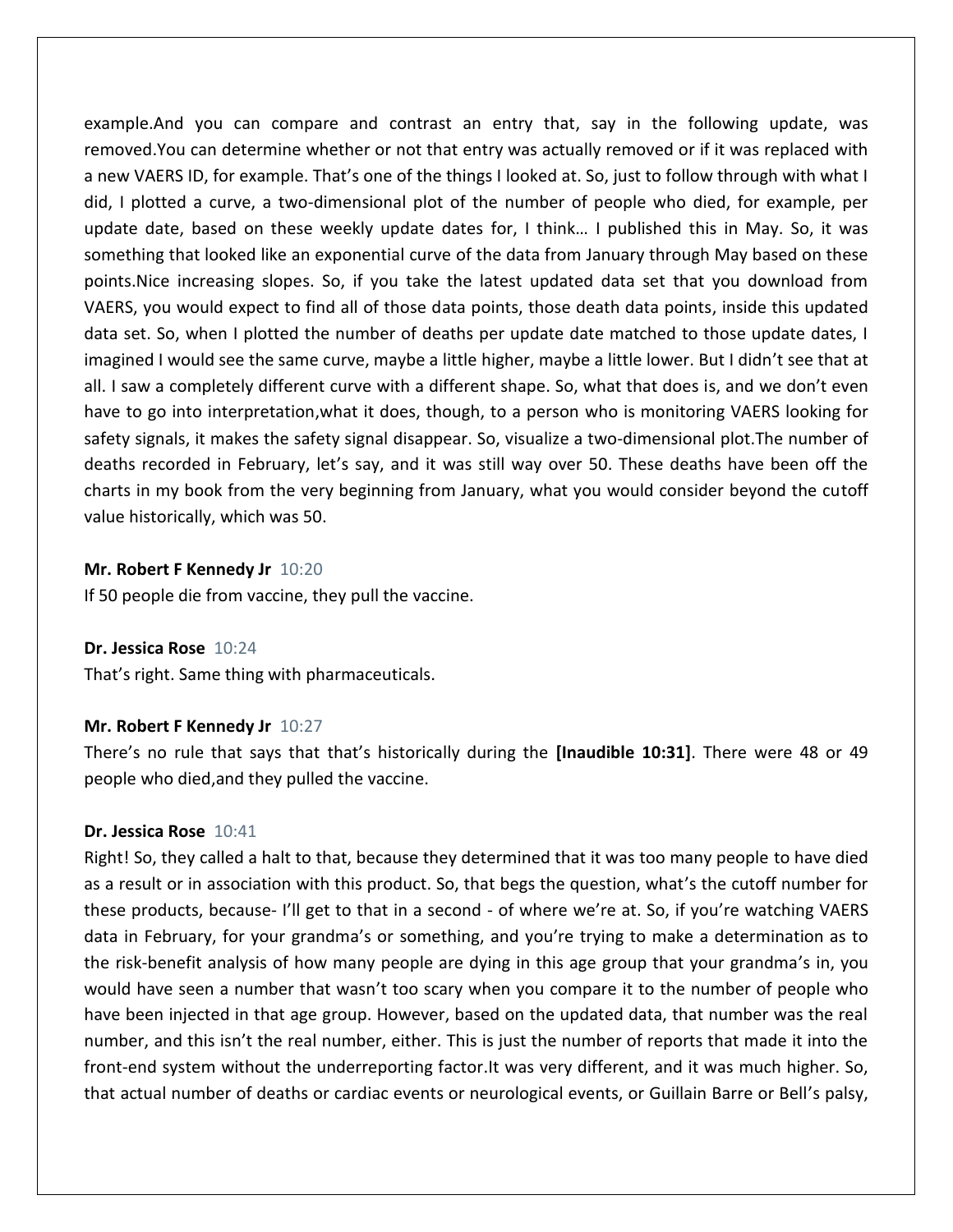example.And you can compare and contrast an entry that, say in the following update, was removed.You can determine whether or not that entry was actually removed or if it was replaced with a new VAERS ID, for example. That's one of the things I looked at. So, just to follow through with what I did, I plotted a curve, a two-dimensional plot of the number of people who died, for example, per update date, based on these weekly update dates for, I think… I published this in May. So, it was something that looked like an exponential curve of the data from January through May based on these points.Nice increasing slopes. So, if you take the latest updated data set that you download from VAERS, you would expect to find all of those data points, those death data points, inside this updated data set. So, when I plotted the number of deaths per update date matched to those update dates, I imagined I would see the same curve, maybe a little higher, maybe a little lower. But I didn't see that at all. I saw a completely different curve with a different shape. So, what that does is, and we don't even have to go into interpretation,what it does, though, to a person who is monitoring VAERS looking for safety signals, it makes the safety signal disappear. So, visualize a two-dimensional plot.The number of deaths recorded in February, let's say, and it was still way over 50. These deaths have been off the charts in my book from the very beginning from January, what you would consider beyond the cutoff value historically, which was 50.

**Mr. Robert F Kennedy Jr** 10:20
If 50 people die from vaccine, they pull the vaccine.

**Dr. Jessica Rose** 10:24
That's right. Same thing with pharmaceuticals.

**Mr. Robert F Kennedy Jr** 10:27
There's no rule that says that that's historically during the **[Inaudible 10:31]**. There were 48 or 49 people who died,and they pulled the vaccine.

**Dr. Jessica Rose** 10:41
Right! So, they called a halt to that, because they determined that it was too many people to have died as a result or in association with this product. So, that begs the question, what's the cutoff number for these products, because- I'll get to that in a second - of where we're at. So, if you're watching VAERS data in February, for your grandma's or something, and you're trying to make a determination as to the risk-benefit analysis of how many people are dying in this age group that your grandma's in, you would have seen a number that wasn't too scary when you compare it to the number of people who have been injected in that age group. However, based on the updated data, that number was the real number, and this isn't the real number, either. This is just the number of reports that made it into the front-end system without the underreporting factor.It was very different, and it was much higher. So, that actual number of deaths or cardiac events or neurological events, or Guillain Barre or Bell's palsy,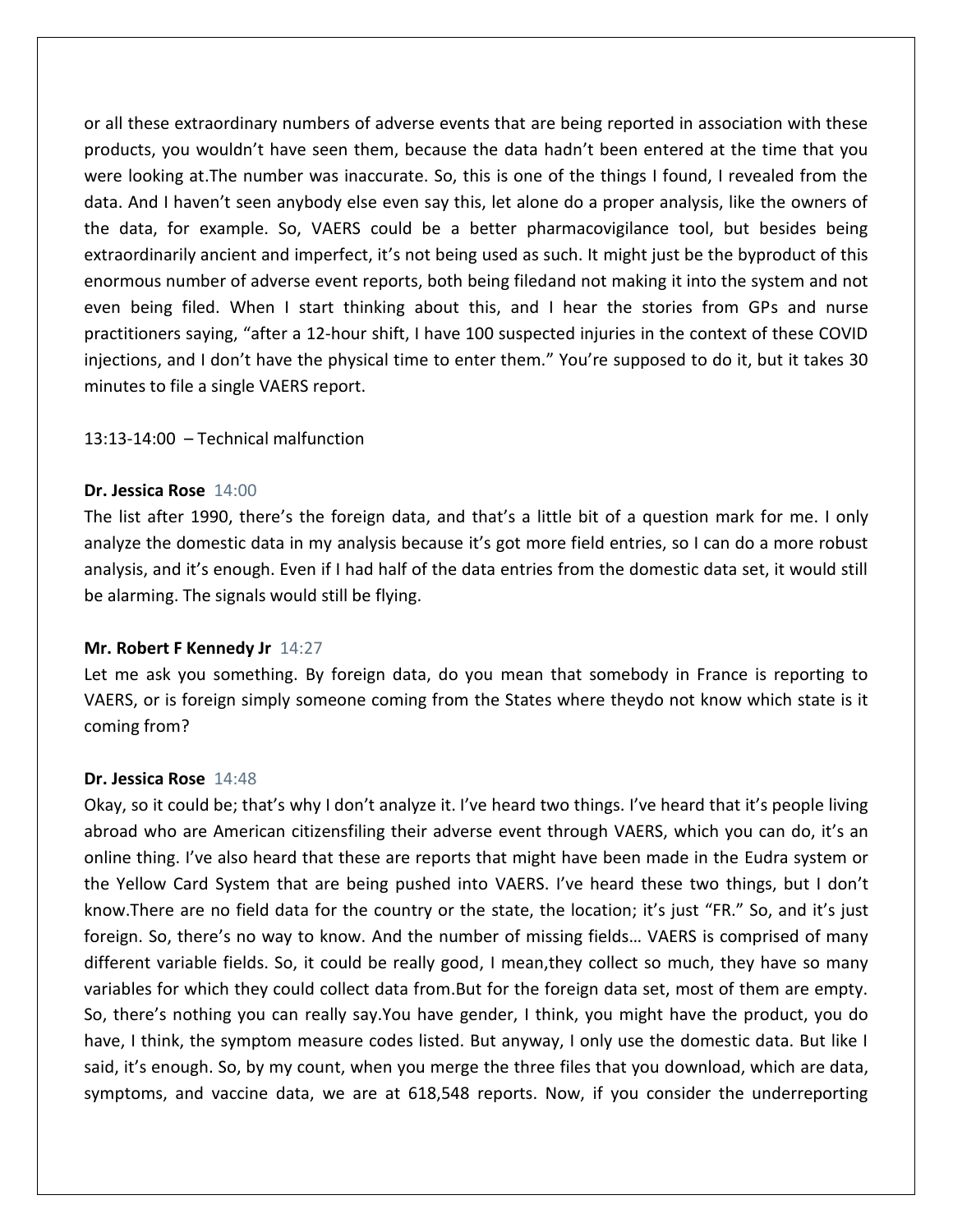or all these extraordinary numbers of adverse events that are being reported in association with these products, you wouldn't have seen them, because the data hadn't been entered at the time that you were looking at.The number was inaccurate. So, this is one of the things I found, I revealed from the data. And I haven't seen anybody else even say this, let alone do a proper analysis, like the owners of the data, for example. So, VAERS could be a better pharmacovigilance tool, but besides being extraordinarily ancient and imperfect, it's not being used as such. It might just be the byproduct of this enormous number of adverse event reports, both being filedand not making it into the system and not even being filed. When I start thinking about this, and I hear the stories from GPs and nurse practitioners saying, "after a 12-hour shift, I have 100 suspected injuries in the context of these COVID injections, and I don't have the physical time to enter them." You're supposed to do it, but it takes 30 minutes to file a single VAERS report.

13:13-14:00 – Technical malfunction

**Dr. Jessica Rose** 14:00
The list after 1990, there's the foreign data, and that's a little bit of a question mark for me. I only analyze the domestic data in my analysis because it's got more field entries, so I can do a more robust analysis, and it's enough. Even if I had half of the data entries from the domestic data set, it would still be alarming. The signals would still be flying.

**Mr. Robert F Kennedy Jr** 14:27
Let me ask you something. By foreign data, do you mean that somebody in France is reporting to VAERS, or is foreign simply someone coming from the States where theydo not know which state is it coming from?

**Dr. Jessica Rose** 14:48
Okay, so it could be; that's why I don't analyze it. I've heard two things. I've heard that it's people living abroad who are American citizensfiling their adverse event through VAERS, which you can do, it's an online thing. I've also heard that these are reports that might have been made in the Eudra system or the Yellow Card System that are being pushed into VAERS. I've heard these two things, but I don't know.There are no field data for the country or the state, the location; it's just "FR." So, and it's just foreign. So, there's no way to know. And the number of missing fields… VAERS is comprised of many different variable fields. So, it could be really good, I mean,they collect so much, they have so many variables for which they could collect data from.But for the foreign data set, most of them are empty. So, there's nothing you can really say.You have gender, I think, you might have the product, you do have, I think, the symptom measure codes listed. But anyway, I only use the domestic data. But like I said, it's enough. So, by my count, when you merge the three files that you download, which are data, symptoms, and vaccine data, we are at 618,548 reports. Now, if you consider the underreporting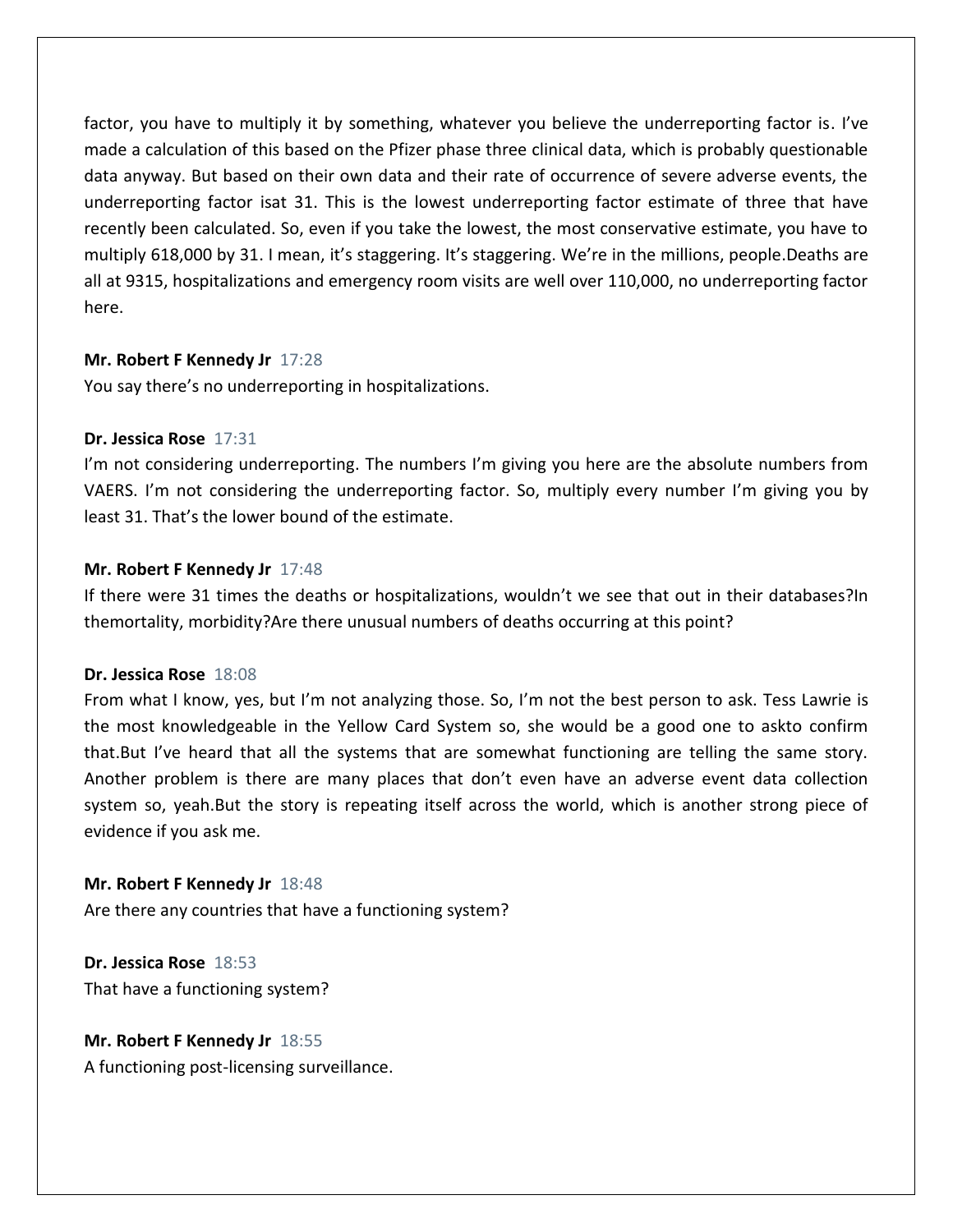factor, you have to multiply it by something, whatever you believe the underreporting factor is. I've made a calculation of this based on the Pfizer phase three clinical data, which is probably questionable data anyway. But based on their own data and their rate of occurrence of severe adverse events, the underreporting factor isat 31. This is the lowest underreporting factor estimate of three that have recently been calculated. So, even if you take the lowest, the most conservative estimate, you have to multiply 618,000 by 31. I mean, it's staggering. It's staggering. We're in the millions, people.Deaths are all at 9315, hospitalizations and emergency room visits are well over 110,000, no underreporting factor here.

**Mr. Robert F Kennedy Jr** 17:28
You say there's no underreporting in hospitalizations.

**Dr. Jessica Rose** 17:31
I'm not considering underreporting. The numbers I'm giving you here are the absolute numbers from VAERS. I'm not considering the underreporting factor. So, multiply every number I'm giving you by least 31. That's the lower bound of the estimate.

**Mr. Robert F Kennedy Jr** 17:48
If there were 31 times the deaths or hospitalizations, wouldn't we see that out in their databases?In themortality, morbidity?Are there unusual numbers of deaths occurring at this point?

**Dr. Jessica Rose** 18:08
From what I know, yes, but I'm not analyzing those. So, I'm not the best person to ask. Tess Lawrie is the most knowledgeable in the Yellow Card System so, she would be a good one to askto confirm that.But I've heard that all the systems that are somewhat functioning are telling the same story. Another problem is there are many places that don't even have an adverse event data collection system so, yeah.But the story is repeating itself across the world, which is another strong piece of evidence if you ask me.

**Mr. Robert F Kennedy Jr** 18:48
Are there any countries that have a functioning system?

**Dr. Jessica Rose** 18:53
That have a functioning system?

**Mr. Robert F Kennedy Jr** 18:55
A functioning post-licensing surveillance.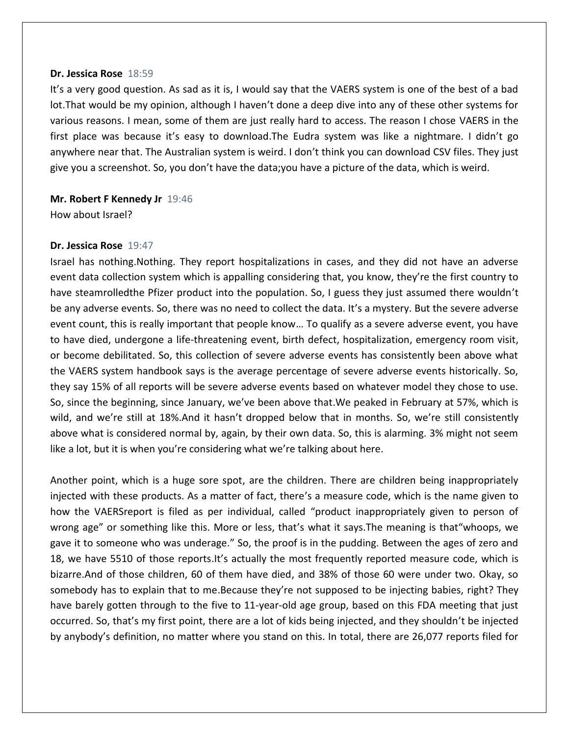**Dr. Jessica Rose** 18:59

It's a very good question. As sad as it is, I would say that the VAERS system is one of the best of a bad lot.That would be my opinion, although I haven't done a deep dive into any of these other systems for various reasons. I mean, some of them are just really hard to access. The reason I chose VAERS in the first place was because it's easy to download.The Eudra system was like a nightmare. I didn't go anywhere near that. The Australian system is weird. I don't think you can download CSV files. They just give you a screenshot. So, you don't have the data;you have a picture of the data, which is weird.

**Mr. Robert F Kennedy Jr** 19:46

How about Israel?

**Dr. Jessica Rose** 19:47

Israel has nothing.Nothing. They report hospitalizations in cases, and they did not have an adverse event data collection system which is appalling considering that, you know, they're the first country to have steamrolledthe Pfizer product into the population. So, I guess they just assumed there wouldn't be any adverse events. So, there was no need to collect the data. It's a mystery. But the severe adverse event count, this is really important that people know… To qualify as a severe adverse event, you have to have died, undergone a life-threatening event, birth defect, hospitalization, emergency room visit, or become debilitated. So, this collection of severe adverse events has consistently been above what the VAERS system handbook says is the average percentage of severe adverse events historically. So, they say 15% of all reports will be severe adverse events based on whatever model they chose to use. So, since the beginning, since January, we've been above that.We peaked in February at 57%, which is wild, and we're still at 18%.And it hasn't dropped below that in months. So, we're still consistently above what is considered normal by, again, by their own data. So, this is alarming. 3% might not seem like a lot, but it is when you're considering what we're talking about here.

Another point, which is a huge sore spot, are the children. There are children being inappropriately injected with these products. As a matter of fact, there's a measure code, which is the name given to how the VAERSreport is filed as per individual, called "product inappropriately given to person of wrong age" or something like this. More or less, that's what it says.The meaning is that"whoops, we gave it to someone who was underage." So, the proof is in the pudding. Between the ages of zero and 18, we have 5510 of those reports.It's actually the most frequently reported measure code, which is bizarre.And of those children, 60 of them have died, and 38% of those 60 were under two. Okay, so somebody has to explain that to me.Because they're not supposed to be injecting babies, right? They have barely gotten through to the five to 11-year-old age group, based on this FDA meeting that just occurred. So, that's my first point, there are a lot of kids being injected, and they shouldn't be injected by anybody's definition, no matter where you stand on this. In total, there are 26,077 reports filed for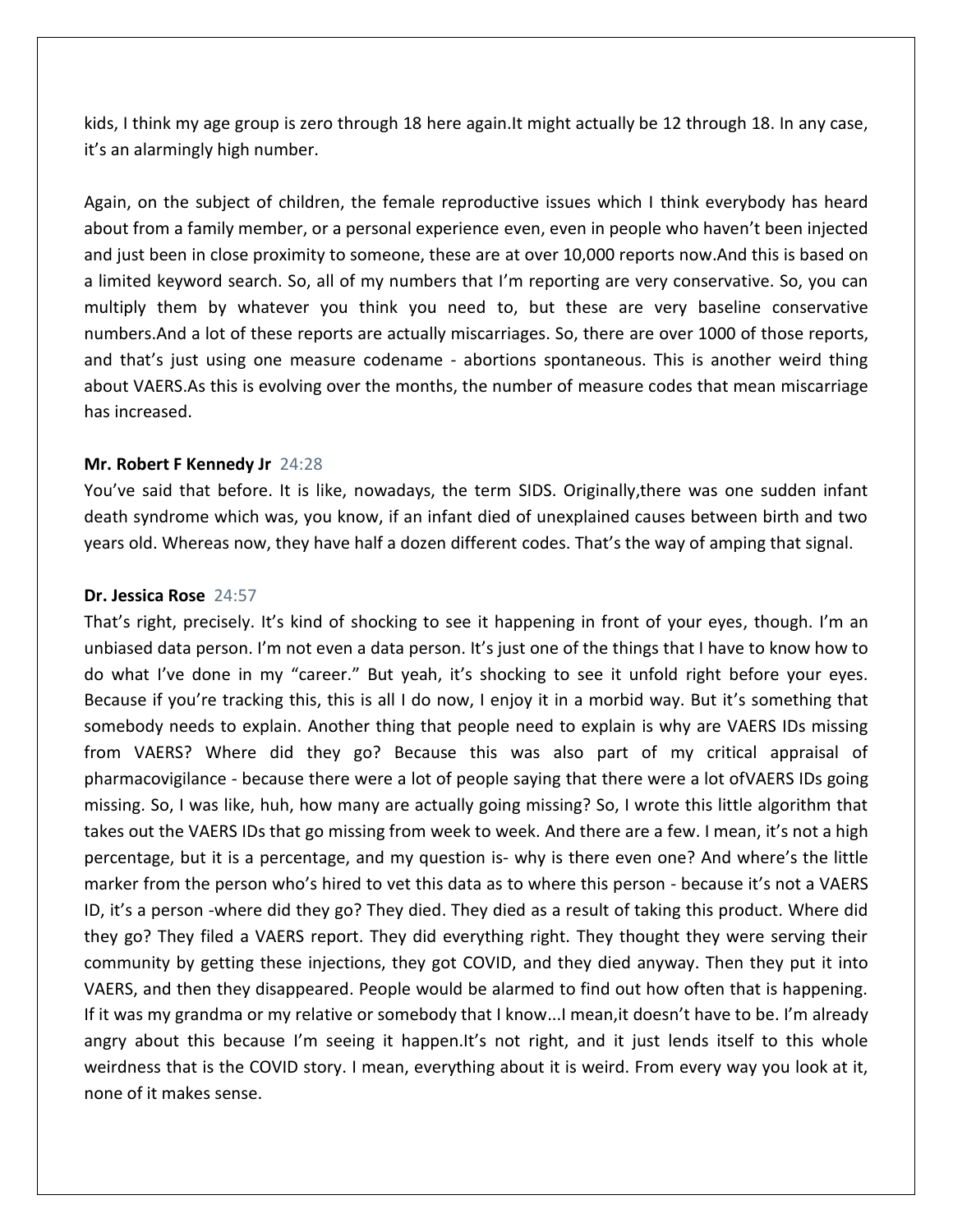kids, I think my age group is zero through 18 here again.It might actually be 12 through 18. In any case, it's an alarmingly high number.

Again, on the subject of children, the female reproductive issues which I think everybody has heard about from a family member, or a personal experience even, even in people who haven't been injected and just been in close proximity to someone, these are at over 10,000 reports now.And this is based on a limited keyword search. So, all of my numbers that I'm reporting are very conservative. So, you can multiply them by whatever you think you need to, but these are very baseline conservative numbers.And a lot of these reports are actually miscarriages. So, there are over 1000 of those reports, and that's just using one measure codename - abortions spontaneous. This is another weird thing about VAERS.As this is evolving over the months, the number of measure codes that mean miscarriage has increased.

**Mr. Robert F Kennedy Jr** 24:28
You've said that before. It is like, nowadays, the term SIDS. Originally,there was one sudden infant death syndrome which was, you know, if an infant died of unexplained causes between birth and two years old. Whereas now, they have half a dozen different codes. That's the way of amping that signal.

**Dr. Jessica Rose** 24:57
That's right, precisely. It's kind of shocking to see it happening in front of your eyes, though. I'm an unbiased data person. I'm not even a data person. It's just one of the things that I have to know how to do what I've done in my "career." But yeah, it's shocking to see it unfold right before your eyes. Because if you're tracking this, this is all I do now, I enjoy it in a morbid way. But it's something that somebody needs to explain. Another thing that people need to explain is why are VAERS IDs missing from VAERS? Where did they go? Because this was also part of my critical appraisal of pharmacovigilance - because there were a lot of people saying that there were a lot ofVAERS IDs going missing. So, I was like, huh, how many are actually going missing? So, I wrote this little algorithm that takes out the VAERS IDs that go missing from week to week. And there are a few. I mean, it's not a high percentage, but it is a percentage, and my question is- why is there even one? And where's the little marker from the person who's hired to vet this data as to where this person - because it's not a VAERS ID, it's a person -where did they go? They died. They died as a result of taking this product. Where did they go? They filed a VAERS report. They did everything right. They thought they were serving their community by getting these injections, they got COVID, and they died anyway. Then they put it into VAERS, and then they disappeared. People would be alarmed to find out how often that is happening. If it was my grandma or my relative or somebody that I know...I mean,it doesn't have to be. I'm already angry about this because I'm seeing it happen.It's not right, and it just lends itself to this whole weirdness that is the COVID story. I mean, everything about it is weird. From every way you look at it, none of it makes sense.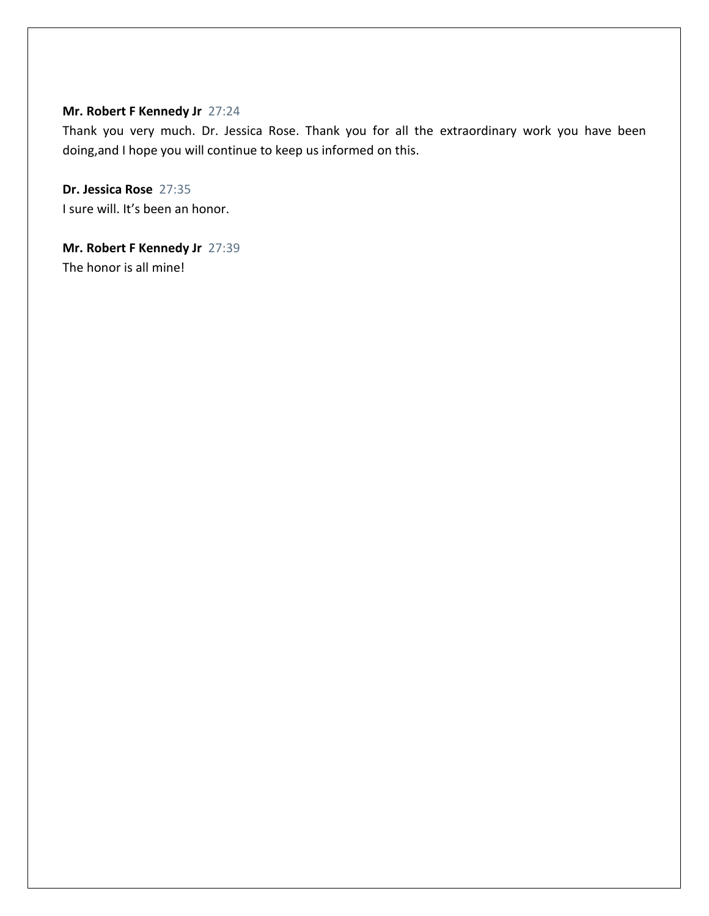**Mr. Robert F Kennedy Jr** 27:24

Thank you very much. Dr. Jessica Rose. Thank you for all the extraordinary work you have been doing,and I hope you will continue to keep us informed on this.

**Dr. Jessica Rose** 27:35

I sure will. It's been an honor.

**Mr. Robert F Kennedy Jr** 27:39

The honor is all mine!